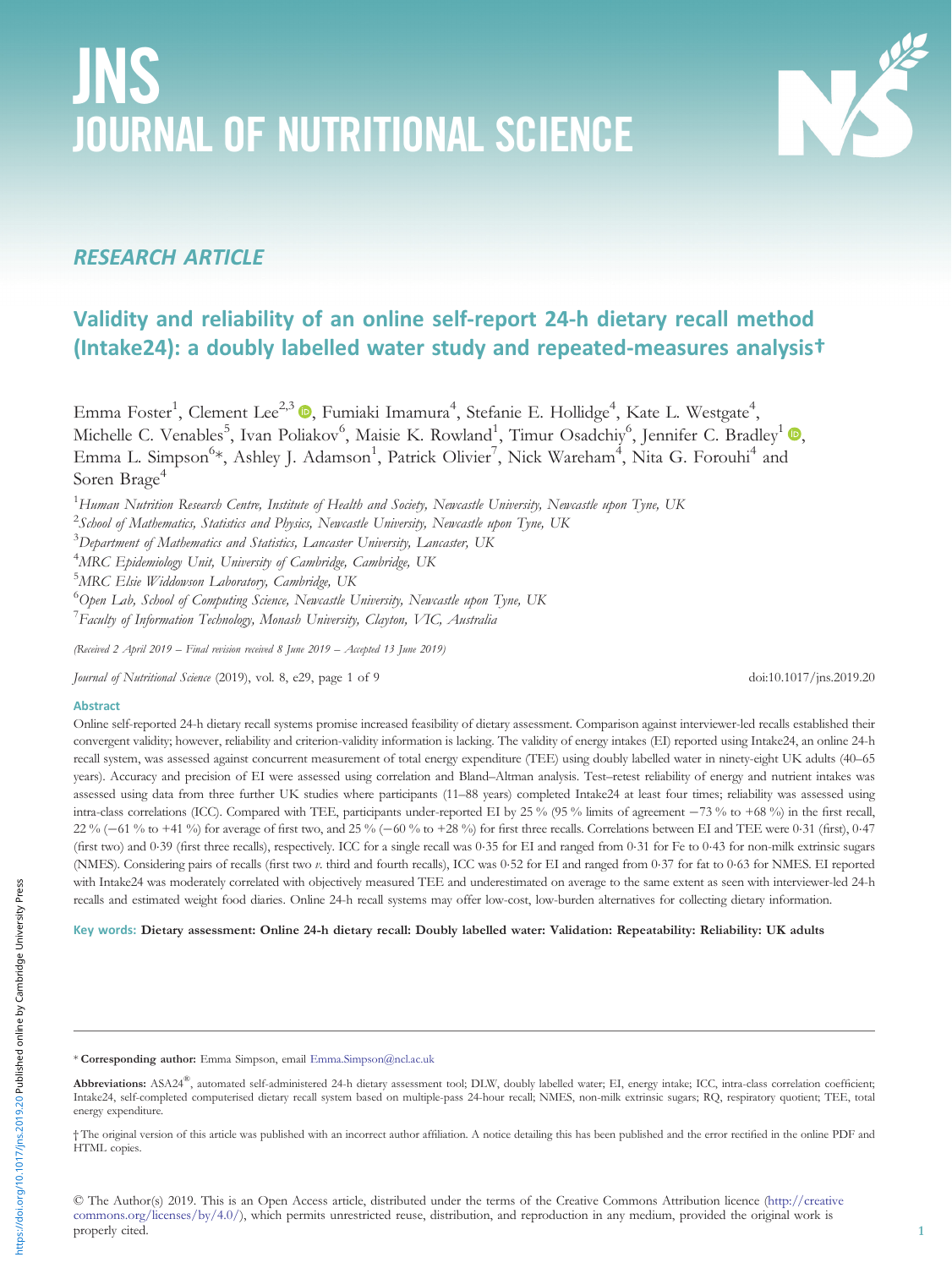# JNS JOURNAL OF NUTRITIONAL SCIENCE

## RESEARCH ARTICLE

# Validity and reliability of an online self-report 24-h dietary recall method (Intake24): a doubly labelled water study and repeated-measures analysis†

Emma Foster[1], Clement Lee[2,3], Fumiaki Imamura[4], Stefanie E. Hollidge[4], Kate L. Westgate[4], Michelle C. Venables[5], Ivan Poliakov[6], Maisie K. Rowland[1], Timur Osadchiy[6], Jennifer C. Bradley[1], Emma L. Simpson[6]*, Ashley J. Adamson[1], Patrick Olivier[7], Nick Wareham[4], Nita G. Forouhi[4] and Soren Brage[4]

[1] *Human Nutrition Research Centre, Institute of Health and Society, Newcastle University, Newcastle upon Tyne, UK*
[2] *School of Mathematics, Statistics and Physics, Newcastle University, Newcastle upon Tyne, UK*
[3] *Department of Mathematics and Statistics, Lancaster University, Lancaster, UK*
[4] *MRC Epidemiology Unit, University of Cambridge, Cambridge, UK*
[5] *MRC Elsie Widdowson Laboratory, Cambridge, UK*
[6] *Open Lab, School of Computing Science, Newcastle University, Newcastle upon Tyne, UK*
[7] *Faculty of Information Technology, Monash University, Clayton, VIC, Australia*

*(Received 2 April 2019 – Final revision received 8 June 2019 – Accepted 13 June 2019)*

*Journal of Nutritional Science* (2019), vol. 8, e29, page 1 of 9 doi:10.1017/jns.2019.20

### Abstract

Online self-reported 24-h dietary recall systems promise increased feasibility of dietary assessment. Comparison against interviewer-led recalls established their convergent validity; however, reliability and criterion-validity information is lacking. The validity of energy intakes (EI) reported using Intake24, an online 24-h recall system, was assessed against concurrent measurement of total energy expenditure (TEE) using doubly labelled water in ninety-eight UK adults (40–65 years). Accuracy and precision of EI were assessed using correlation and Bland–Altman analysis. Test–retest reliability of energy and nutrient intakes was assessed using data from three further UK studies where participants (11–88 years) completed Intake24 at least four times; reliability was assessed using intra-class correlations (ICC). Compared with TEE, participants under-reported EI by 25 % (95 % limits of agreement −73 % to +68 %) in the first recall, 22 % (−61 % to +41 %) for average of first two, and 25 % (−60 % to +28 %) for first three recalls. Correlations between EI and TEE were 0·31 (first), 0·47 (first two) and 0·39 (first three recalls), respectively. ICC for a single recall was 0·35 for EI and ranged from 0·31 for Fe to 0·43 for non-milk extrinsic sugars (NMES). Considering pairs of recalls (first two *v.* third and fourth recalls), ICC was 0·52 for EI and ranged from 0·37 for fat to 0·63 for NMES. EI reported with Intake24 was moderately correlated with objectively measured TEE and underestimated on average to the same extent as seen with interviewer-led 24-h recalls and estimated weight food diaries. Online 24-h recall systems may offer low-cost, low-burden alternatives for collecting dietary information.

**Key words:** **Dietary assessment: Online 24-h dietary recall: Doubly labelled water: Validation: Repeatability: Reliability: UK adults**

---

\* **Corresponding author:** Emma Simpson, email Emma.Simpson@ncl.ac.uk

**Abbreviations:** ASA24®, automated self-administered 24-h dietary assessment tool; DLW, doubly labelled water; EI, energy intake; ICC, intra-class correlation coefficient; Intake24, self-completed computerised dietary recall system based on multiple-pass 24-hour recall; NMES, non-milk extrinsic sugars; RQ, respiratory quotient; TEE, total energy expenditure.

† The original version of this article was published with an incorrect author affiliation. A notice detailing this has been published and the error rectified in the online PDF and HTML copies.

© The Author(s) 2019. This is an Open Access article, distributed under the terms of the Creative Commons Attribution licence (http://creativecommons.org/licenses/by/4.0/), which permits unrestricted reuse, distribution, and reproduction in any medium, provided the original work is properly cited.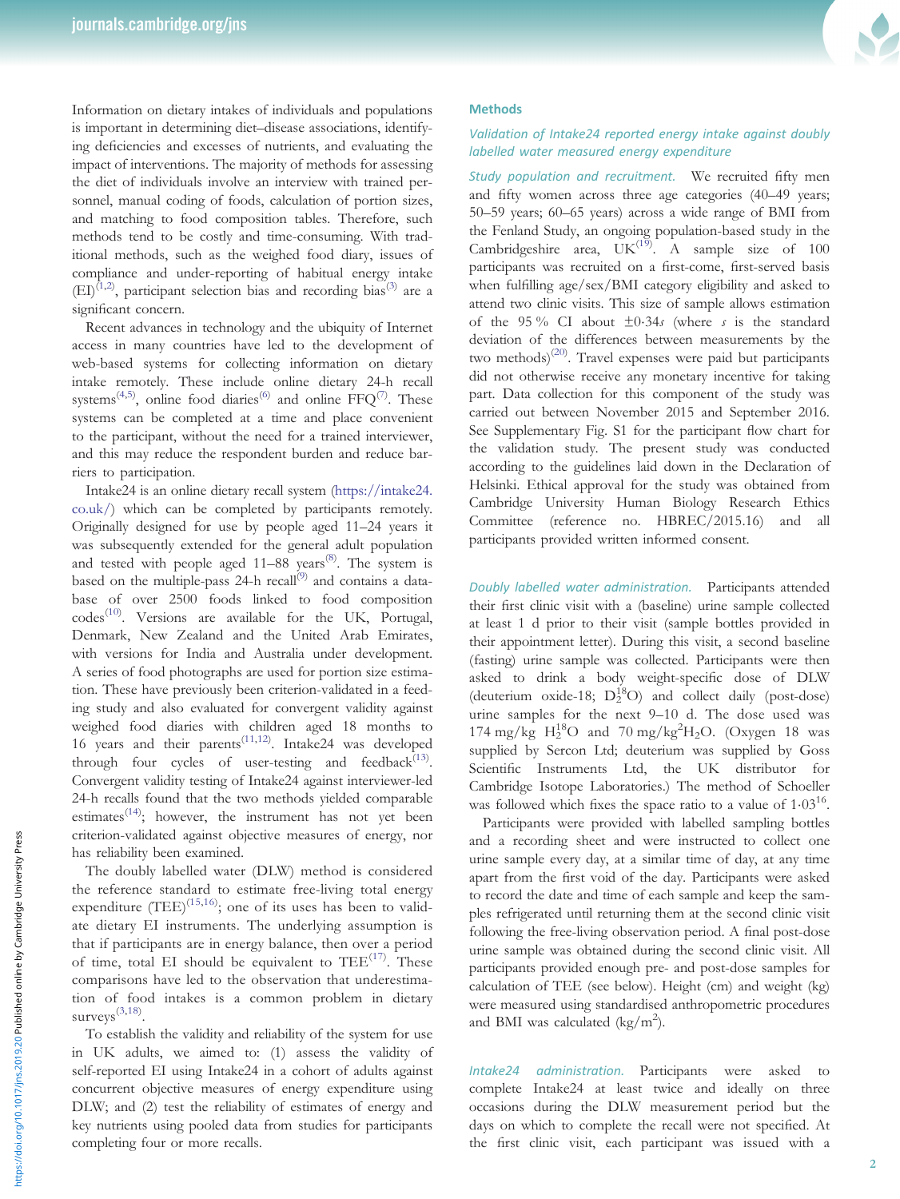Information on dietary intakes of individuals and populations is important in determining diet–disease associations, identifying deficiencies and excesses of nutrients, and evaluating the impact of interventions. The majority of methods for assessing the diet of individuals involve an interview with trained personnel, manual coding of foods, calculation of portion sizes, and matching to food composition tables. Therefore, such methods tend to be costly and time-consuming. With traditional methods, such as the weighed food diary, issues of compliance and under-reporting of habitual energy intake (EI)[1,2], participant selection bias and recording bias[3] are a significant concern.

Recent advances in technology and the ubiquity of Internet access in many countries have led to the development of web-based systems for collecting information on dietary intake remotely. These include online dietary 24-h recall systems[4,5], online food diaries[6] and online FFQ[7]. These systems can be completed at a time and place convenient to the participant, without the need for a trained interviewer, and this may reduce the respondent burden and reduce barriers to participation.

Intake24 is an online dietary recall system (https://intake24.co.uk/) which can be completed by participants remotely. Originally designed for use by people aged 11–24 years it was subsequently extended for the general adult population and tested with people aged 11–88 years[8]. The system is based on the multiple-pass 24-h recall[9] and contains a database of over 2500 foods linked to food composition codes[10]. Versions are available for the UK, Portugal, Denmark, New Zealand and the United Arab Emirates, with versions for India and Australia under development. A series of food photographs are used for portion size estimation. These have previously been criterion-validated in a feeding study and also evaluated for convergent validity against weighed food diaries with children aged 18 months to 16 years and their parents[11,12]. Intake24 was developed through four cycles of user-testing and feedback[13]. Convergent validity testing of Intake24 against interviewer-led 24-h recalls found that the two methods yielded comparable estimates[14]; however, the instrument has not yet been criterion-validated against objective measures of energy, nor has reliability been examined.

The doubly labelled water (DLW) method is considered the reference standard to estimate free-living total energy expenditure (TEE)[15,16]; one of its uses has been to validate dietary EI instruments. The underlying assumption is that if participants are in energy balance, then over a period of time, total EI should be equivalent to TEE[17]. These comparisons have led to the observation that underestimation of food intakes is a common problem in dietary surveys[3,18].

To establish the validity and reliability of the system for use in UK adults, we aimed to: (1) assess the validity of self-reported EI using Intake24 in a cohort of adults against concurrent objective measures of energy expenditure using DLW; and (2) test the reliability of estimates of energy and key nutrients using pooled data from studies for participants completing four or more recalls.

## Methods

### Validation of Intake24 reported energy intake against doubly labelled water measured energy expenditure

*Study population and recruitment.* We recruited fifty men and fifty women across three age categories (40–49 years; 50–59 years; 60–65 years) across a wide range of BMI from the Fenland Study, an ongoing population-based study in the Cambridgeshire area, UK[19]. A sample size of 100 participants was recruited on a first-come, first-served basis when fulfilling age/sex/BMI category eligibility and asked to attend two clinic visits. This size of sample allows estimation of the 95 % CI about $\pm 0{\cdot}34s$ (where $s$ is the standard deviation of the differences between measurements by the two methods)[20]. Travel expenses were paid but participants did not otherwise receive any monetary incentive for taking part. Data collection for this component of the study was carried out between November 2015 and September 2016. See Supplementary Fig. S1 for the participant flow chart for the validation study. The present study was conducted according to the guidelines laid down in the Declaration of Helsinki. Ethical approval for the study was obtained from Cambridge University Human Biology Research Ethics Committee (reference no. HBREC/2015.16) and all participants provided written informed consent.

*Doubly labelled water administration.* Participants attended their first clinic visit with a (baseline) urine sample collected at least 1 d prior to their visit (sample bottles provided in their appointment letter). During this visit, a second baseline (fasting) urine sample was collected. Participants were then asked to drink a body weight-specific dose of DLW (deuterium oxide-18; $D_2^{18}O$) and collect daily (post-dose) urine samples for the next 9–10 d. The dose used was 174 mg/kg $H_2^{18}O$ and 70 mg/kg$^2H_2O$. (Oxygen 18 was supplied by Sercon Ltd; deuterium was supplied by Goss Scientific Instruments Ltd, the UK distributor for Cambridge Isotope Laboratories.) The method of Schoeller was followed which fixes the space ratio to a value of 1·03[16].

Participants were provided with labelled sampling bottles and a recording sheet and were instructed to collect one urine sample every day, at a similar time of day, at any time apart from the first void of the day. Participants were asked to record the date and time of each sample and keep the samples refrigerated until returning them at the second clinic visit following the free-living observation period. A final post-dose urine sample was obtained during the second clinic visit. All participants provided enough pre- and post-dose samples for calculation of TEE (see below). Height (cm) and weight (kg) were measured using standardised anthropometric procedures and BMI was calculated (kg/m$^2$).

*Intake24 administration.* Participants were asked to complete Intake24 at least twice and ideally on three occasions during the DLW measurement period but the days on which to complete the recall were not specified. At the first clinic visit, each participant was issued with a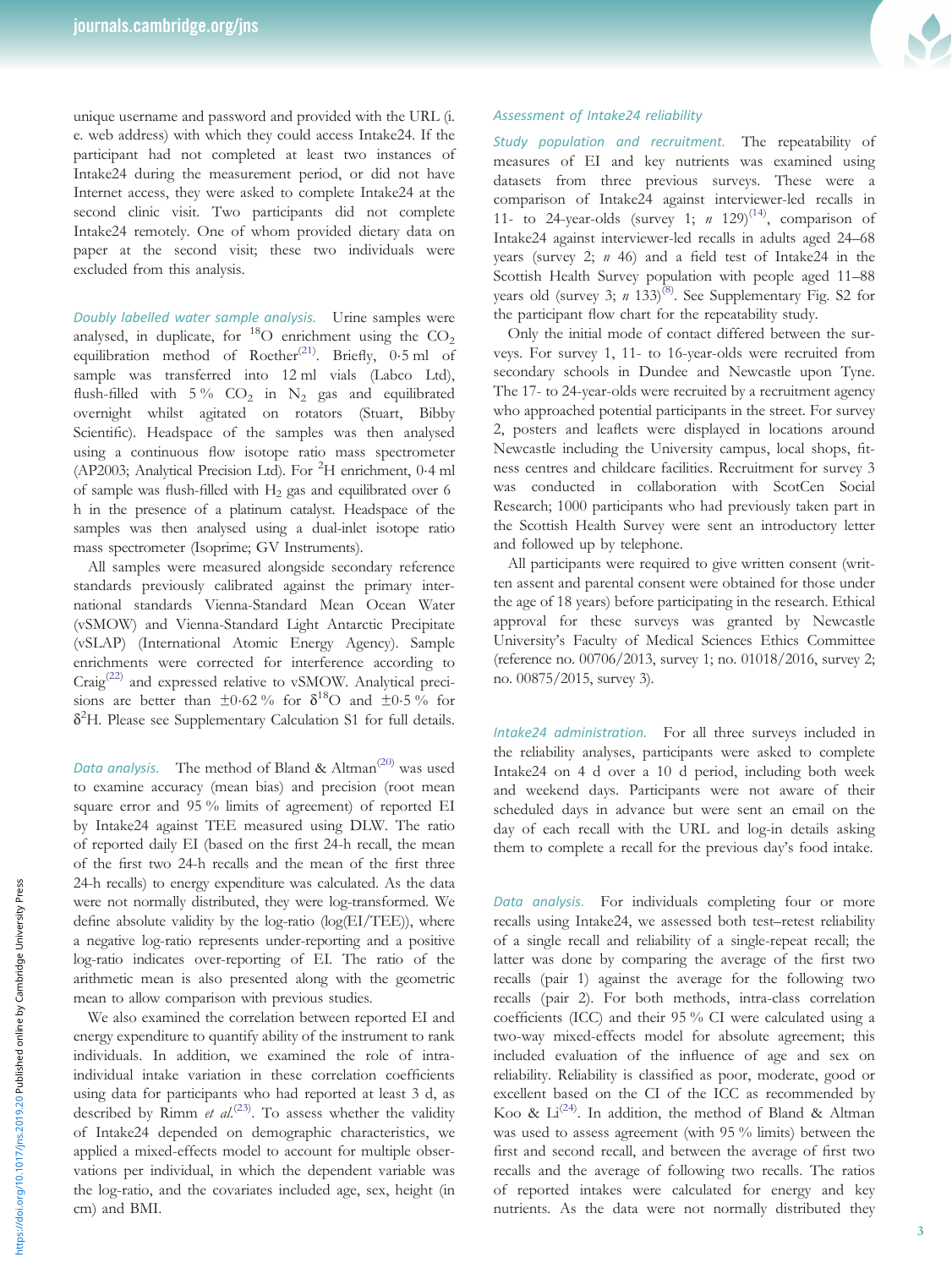unique username and password and provided with the URL (i.e. web address) with which they could access Intake24. If the participant had not completed at least two instances of Intake24 during the measurement period, or did not have Internet access, they were asked to complete Intake24 at the second clinic visit. Two participants did not complete Intake24 remotely. One of whom provided dietary data on paper at the second visit; these two individuals were excluded from this analysis.

*Doubly labelled water sample analysis.* Urine samples were analysed, in duplicate, for $^{18}O$ enrichment using the $CO_2$ equilibration method of Roether[21]. Briefly, 0·5 ml of sample was transferred into 12 ml vials (Labco Ltd), flush-filled with 5 % $CO_2$ in $N_2$ gas and equilibrated overnight whilst agitated on rotators (Stuart, Bibby Scientific). Headspace of the samples was then analysed using a continuous flow isotope ratio mass spectrometer (AP2003; Analytical Precision Ltd). For $^2H$ enrichment, 0·4 ml of sample was flush-filled with $H_2$ gas and equilibrated over 6 h in the presence of a platinum catalyst. Headspace of the samples was then analysed using a dual-inlet isotope ratio mass spectrometer (Isoprime; GV Instruments).

All samples were measured alongside secondary reference standards previously calibrated against the primary international standards Vienna-Standard Mean Ocean Water (vSMOW) and Vienna-Standard Light Antarctic Precipitate (vSLAP) (International Atomic Energy Agency). Sample enrichments were corrected for interference according to Craig[22] and expressed relative to vSMOW. Analytical precisions are better than ±0·62 ‰ for $\delta^{18}O$ and ±0·5 ‰ for $\delta^2H$. Please see Supplementary Calculation S1 for full details.

*Data analysis.* The method of Bland & Altman[20] was used to examine accuracy (mean bias) and precision (root mean square error and 95 % limits of agreement) of reported EI by Intake24 against TEE measured using DLW. The ratio of reported daily EI (based on the first 24-h recall, the mean of the first two 24-h recalls and the mean of the first three 24-h recalls) to energy expenditure was calculated. As the data were not normally distributed, they were log-transformed. We define absolute validity by the log-ratio (log(EI/TEE)), where a negative log-ratio represents under-reporting and a positive log-ratio indicates over-reporting of EI. The ratio of the arithmetic mean is also presented along with the geometric mean to allow comparison with previous studies.

We also examined the correlation between reported EI and energy expenditure to quantify ability of the instrument to rank individuals. In addition, we examined the role of intra-individual intake variation in these correlation coefficients using data for participants who had reported at least 3 d, as described by Rimm *et al.*[23]. To assess whether the validity of Intake24 depended on demographic characteristics, we applied a mixed-effects model to account for multiple observations per individual, in which the dependent variable was the log-ratio, and the covariates included age, sex, height (in cm) and BMI.

### Assessment of Intake24 reliability

*Study population and recruitment.* The repeatability of measures of EI and key nutrients was examined using datasets from three previous surveys. These were a comparison of Intake24 against interviewer-led recalls in 11- to 24-year-olds (survey 1; *n* 129)[14], comparison of Intake24 against interviewer-led recalls in adults aged 24–68 years (survey 2; *n* 46) and a field test of Intake24 in the Scottish Health Survey population with people aged 11–88 years old (survey 3; *n* 133)[8]. See Supplementary Fig. S2 for the participant flow chart for the repeatability study.

Only the initial mode of contact differed between the surveys. For survey 1, 11- to 16-year-olds were recruited from secondary schools in Dundee and Newcastle upon Tyne. The 17- to 24-year-olds were recruited by a recruitment agency who approached potential participants in the street. For survey 2, posters and leaflets were displayed in locations around Newcastle including the University campus, local shops, fitness centres and childcare facilities. Recruitment for survey 3 was conducted in collaboration with ScotCen Social Research; 1000 participants who had previously taken part in the Scottish Health Survey were sent an introductory letter and followed up by telephone.

All participants were required to give written consent (written assent and parental consent were obtained for those under the age of 18 years) before participating in the research. Ethical approval for these surveys was granted by Newcastle University's Faculty of Medical Sciences Ethics Committee (reference no. 00706/2013, survey 1; no. 01018/2016, survey 2; no. 00875/2015, survey 3).

*Intake24 administration.* For all three surveys included in the reliability analyses, participants were asked to complete Intake24 on 4 d over a 10 d period, including both week and weekend days. Participants were not aware of their scheduled days in advance but were sent an email on the day of each recall with the URL and log-in details asking them to complete a recall for the previous day's food intake.

*Data analysis.* For individuals completing four or more recalls using Intake24, we assessed both test–retest reliability of a single recall and reliability of a single-repeat recall; the latter was done by comparing the average of the first two recalls (pair 1) against the average for the following two recalls (pair 2). For both methods, intra-class correlation coefficients (ICC) and their 95 % CI were calculated using a two-way mixed-effects model for absolute agreement; this included evaluation of the influence of age and sex on reliability. Reliability is classified as poor, moderate, good or excellent based on the CI of the ICC as recommended by Koo & Li[24]. In addition, the method of Bland & Altman was used to assess agreement (with 95 % limits) between the first and second recall, and between the average of first two recalls and the average of following two recalls. The ratios of reported intakes were calculated for energy and key nutrients. As the data were not normally distributed they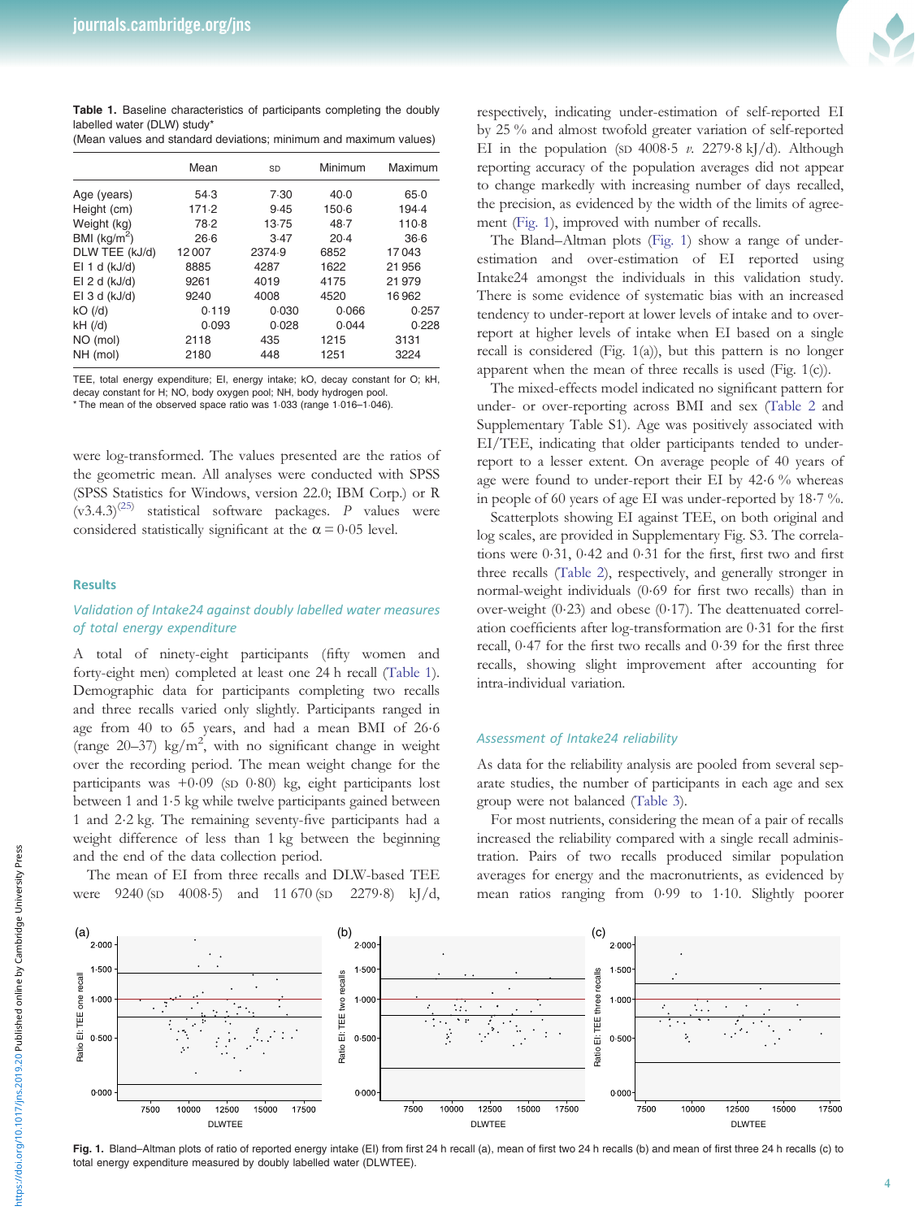**Table 1.** Baseline characteristics of participants completing the doubly labelled water (DLW) study*

(Mean values and standard deviations; minimum and maximum values)

| | Mean | SD | Minimum | Maximum |
|---|---|---|---|---|
| Age (years) | 54·3 | 7·30 | 40·0 | 65·0 |
| Height (cm) | 171·2 | 9·45 | 150·6 | 194·4 |
| Weight (kg) | 78·2 | 13·75 | 48·7 | 110·8 |
| BMI (kg/m$^2$) | 26·6 | 3·47 | 20·4 | 36·6 |
| DLW TEE (kJ/d) | 12 007 | 2374·9 | 6852 | 17 043 |
| EI 1 d (kJ/d) | 8885 | 4287 | 1622 | 21 956 |
| EI 2 d (kJ/d) | 9261 | 4019 | 4175 | 21 979 |
| EI 3 d (kJ/d) | 9240 | 4008 | 4520 | 16 962 |
| kO (/d) | 0·119 | 0·030 | 0·066 | 0·257 |
| kH (/d) | 0·093 | 0·028 | 0·044 | 0·228 |
| NO (mol) | 2118 | 435 | 1215 | 3131 |
| NH (mol) | 2180 | 448 | 1251 | 3224 |

TEE, total energy expenditure; EI, energy intake; kO, decay constant for O; kH, decay constant for H; NO, body oxygen pool; NH, body hydrogen pool.
* The mean of the observed space ratio was 1·033 (range 1·016–1·046).

were log-transformed. The values presented are the ratios of the geometric mean. All analyses were conducted with SPSS (SPSS Statistics for Windows, version 22.0; IBM Corp.) or R (v3.4.3)[25] statistical software packages. P values were considered statistically significant at the $\alpha = 0·05$ level.

## Results

### *Validation of Intake24 against doubly labelled water measures of total energy expenditure*

A total of ninety-eight participants (fifty women and forty-eight men) completed at least one 24 h recall (Table 1). Demographic data for participants completing two recalls and three recalls varied only slightly. Participants ranged in age from 40 to 65 years, and had a mean BMI of 26·6 (range 20–37) kg/m$^2$, with no significant change in weight over the recording period. The mean weight change for the participants was +0·09 (SD 0·80) kg, eight participants lost between 1 and 1·5 kg while twelve participants gained between 1 and 2·2 kg. The remaining seventy-five participants had a weight difference of less than 1 kg between the beginning and the end of the data collection period.

The mean of EI from three recalls and DLW-based TEE were 9240 (SD 4008·5) and 11 670 (SD 2279·8) kJ/d, respectively, indicating under-estimation of self-reported EI by 25 % and almost twofold greater variation of self-reported EI in the population (SD 4008·5 *v.* 2279·8 kJ/d). Although reporting accuracy of the population averages did not appear to change markedly with increasing number of days recalled, the precision, as evidenced by the width of the limits of agreement (Fig. 1), improved with number of recalls.

The Bland–Altman plots (Fig. 1) show a range of under-estimation and over-estimation of EI reported using Intake24 amongst the individuals in this validation study. There is some evidence of systematic bias with an increased tendency to under-report at lower levels of intake and to over-report at higher levels of intake when EI based on a single recall is considered (Fig. 1(a)), but this pattern is no longer apparent when the mean of three recalls is used (Fig. 1(c)).

The mixed-effects model indicated no significant pattern for under- or over-reporting across BMI and sex (Table 2 and Supplementary Table S1). Age was positively associated with EI/TEE, indicating that older participants tended to under-report to a lesser extent. On average people of 40 years of age were found to under-report their EI by 42·6 % whereas in people of 60 years of age EI was under-reported by 18·7 %.

Scatterplots showing EI against TEE, on both original and log scales, are provided in Supplementary Fig. S3. The correlations were 0·31, 0·42 and 0·31 for the first, first two and first three recalls (Table 2), respectively, and generally stronger in normal-weight individuals (0·69 for first two recalls) than in over-weight (0·23) and obese (0·17). The deattenuated correlation coefficients after log-transformation are 0·31 for the first recall, 0·47 for the first two recalls and 0·39 for the first three recalls, showing slight improvement after accounting for intra-individual variation.

### *Assessment of Intake24 reliability*

As data for the reliability analysis are pooled from several separate studies, the number of participants in each age and sex group were not balanced (Table 3).

For most nutrients, considering the mean of a pair of recalls increased the reliability compared with a single recall administration. Pairs of two recalls produced similar population averages for energy and the macronutrients, as evidenced by mean ratios ranging from 0·99 to 1·10. Slightly poorer

(a)
Ratio EI: TEE one recall
2·000
1·500
1·000
0·500
0·000
7500 10000 12500 15000 17500
DLWTEE

(b)
Ratio EI: TEE two recalls
2·000
1·500
1·000
0·500
0·000
7500 10000 12500 15000 17500
DLWTEE

(c)
Ratio EI: TEE three recalls
2·000
1·500
1·000
0·500
0·000
7500 10000 12500 15000 17500
DLWTEE

**Fig. 1.** Bland–Altman plots of ratio of reported energy intake (EI) from first 24 h recall (a), mean of first two 24 h recalls (b) and mean of first three 24 h recalls (c) to total energy expenditure measured by doubly labelled water (DLWTEE).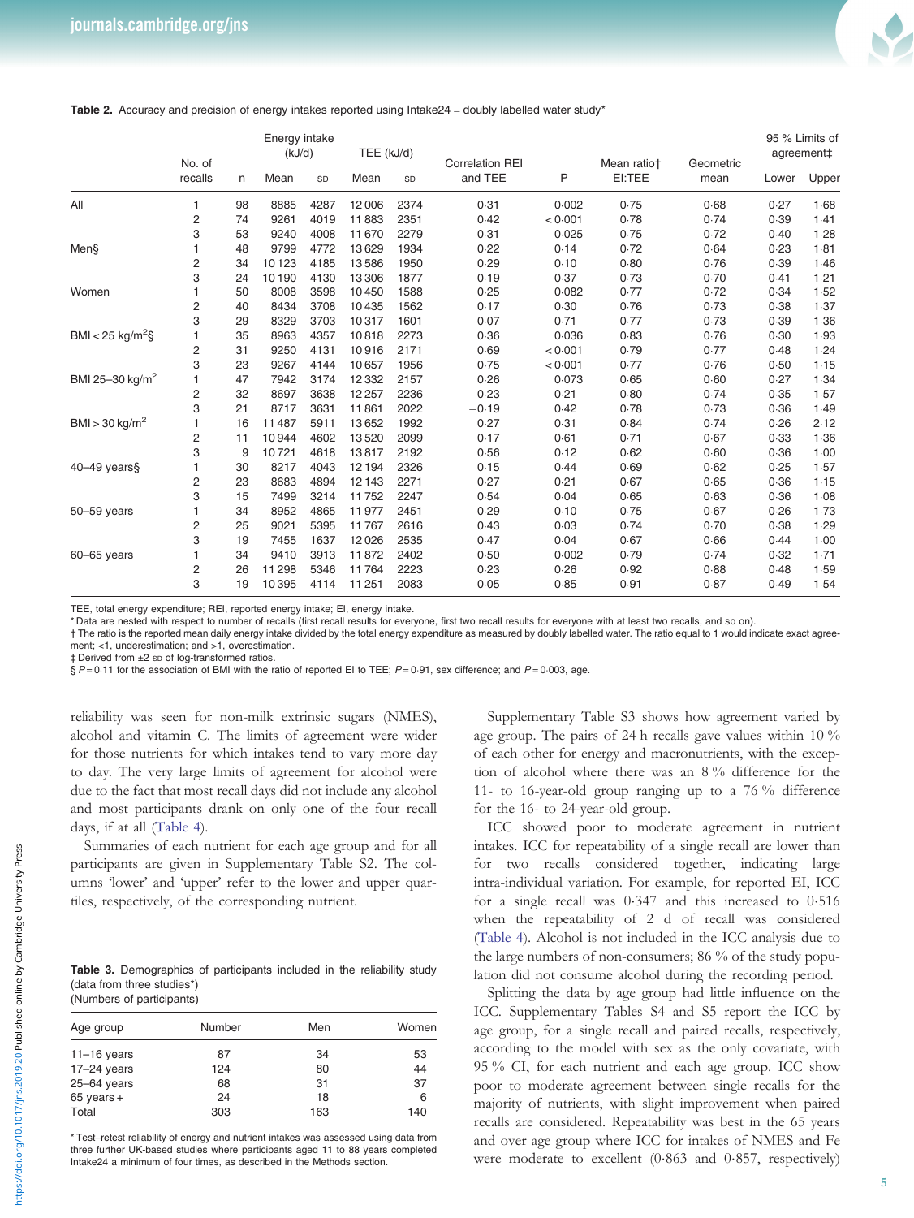**Table 2.** Accuracy and precision of energy intakes reported using Intake24 – doubly labelled water study*

| | No. of recalls | n | Energy intake (kJ/d) | | TEE (kJ/d) | | Correlation REI and TEE | P | Mean ratio† EI:TEE | Geometric mean | 95 % Limits of agreement‡ | |
|---|---|---|---|---|---|---|---|---|---|---|---|---|
| | | | Mean | SD | Mean | SD | | | | | Lower | Upper |
| All | 1 | 98 | 8885 | 4287 | 12 006 | 2374 | 0·31 | 0·002 | 0·75 | 0·68 | 0·27 | 1·68 |
| | 2 | 74 | 9261 | 4019 | 11 883 | 2351 | 0·42 | < 0·001 | 0·78 | 0·74 | 0·39 | 1·41 |
| | 3 | 53 | 9240 | 4008 | 11 670 | 2279 | 0·31 | 0·025 | 0·75 | 0·72 | 0·40 | 1·28 |
| Men§ | 1 | 48 | 9799 | 4772 | 13 629 | 1934 | 0·22 | 0·14 | 0·72 | 0·64 | 0·23 | 1·81 |
| | 2 | 34 | 10 123 | 4185 | 13 586 | 1950 | 0·29 | 0·10 | 0·80 | 0·76 | 0·39 | 1·46 |
| | 3 | 24 | 10 190 | 4130 | 13 306 | 1877 | 0·19 | 0·37 | 0·73 | 0·70 | 0·41 | 1·21 |
| Women | 1 | 50 | 8008 | 3598 | 10 450 | 1588 | 0·25 | 0·082 | 0·77 | 0·72 | 0·34 | 1·52 |
| | 2 | 40 | 8434 | 3708 | 10 435 | 1562 | 0·17 | 0·30 | 0·76 | 0·73 | 0·38 | 1·37 |
| | 3 | 29 | 8329 | 3703 | 10 317 | 1601 | 0·07 | 0·71 | 0·77 | 0·73 | 0·39 | 1·36 |
| BMI < 25 kg/m$^2$§ | 1 | 35 | 8963 | 4357 | 10 818 | 2273 | 0·36 | 0·036 | 0·83 | 0·76 | 0·30 | 1·93 |
| | 2 | 31 | 9250 | 4131 | 10 916 | 2171 | 0·69 | < 0·001 | 0·79 | 0·77 | 0·48 | 1·24 |
| | 3 | 23 | 9267 | 4144 | 10 657 | 1956 | 0·75 | < 0·001 | 0·77 | 0·76 | 0·50 | 1·15 |
| BMI 25–30 kg/m$^2$ | 1 | 47 | 7942 | 3174 | 12 332 | 2157 | 0·26 | 0·073 | 0·65 | 0·60 | 0·27 | 1·34 |
| | 2 | 32 | 8697 | 3638 | 12 257 | 2236 | 0·23 | 0·21 | 0·80 | 0·74 | 0·35 | 1·57 |
| | 3 | 21 | 8717 | 3631 | 11 861 | 2022 | −0·19 | 0·42 | 0·78 | 0·73 | 0·36 | 1·49 |
| BMI > 30 kg/m$^2$ | 1 | 16 | 11 487 | 5911 | 13 652 | 1992 | 0·27 | 0·31 | 0·84 | 0·74 | 0·26 | 2·12 |
| | 2 | 11 | 10 944 | 4602 | 13 520 | 2099 | 0·17 | 0·61 | 0·71 | 0·67 | 0·33 | 1·36 |
| | 3 | 9 | 10 721 | 4618 | 13 817 | 2192 | 0·56 | 0·12 | 0·62 | 0·60 | 0·36 | 1·00 |
| 40–49 years§ | 1 | 30 | 8217 | 4043 | 12 194 | 2326 | 0·15 | 0·44 | 0·69 | 0·62 | 0·25 | 1·57 |
| | 2 | 23 | 8683 | 4894 | 12 143 | 2271 | 0·27 | 0·21 | 0·67 | 0·65 | 0·36 | 1·15 |
| | 3 | 15 | 7499 | 3214 | 11 752 | 2247 | 0·54 | 0·04 | 0·65 | 0·63 | 0·36 | 1·08 |
| 50–59 years | 1 | 34 | 8952 | 4865 | 11 977 | 2451 | 0·29 | 0·10 | 0·75 | 0·67 | 0·26 | 1·73 |
| | 2 | 25 | 9021 | 5395 | 11 767 | 2616 | 0·43 | 0·03 | 0·74 | 0·70 | 0·38 | 1·29 |
| | 3 | 19 | 7455 | 1637 | 12 026 | 2535 | 0·47 | 0·04 | 0·67 | 0·66 | 0·44 | 1·00 |
| 60–65 years | 1 | 34 | 9410 | 3913 | 11 872 | 2402 | 0·50 | 0·002 | 0·79 | 0·74 | 0·32 | 1·71 |
| | 2 | 26 | 11 298 | 5346 | 11 764 | 2223 | 0·23 | 0·26 | 0·92 | 0·88 | 0·48 | 1·59 |
| | 3 | 19 | 10 395 | 4114 | 11 251 | 2083 | 0·05 | 0·85 | 0·91 | 0·87 | 0·49 | 1·54 |

TEE, total energy expenditure; REI, reported energy intake; EI, energy intake.
* Data are nested with respect to number of recalls (first recall results for everyone, first two recall results for everyone with at least two recalls, and so on).
† The ratio is the reported mean daily energy intake divided by the total energy expenditure as measured by doubly labelled water. The ratio equal to 1 would indicate exact agreement; <1, underestimation; and >1, overestimation.
‡ Derived from ±2 SD of log-transformed ratios.
§ $P = 0·11$ for the association of BMI with the ratio of reported EI to TEE; $P = 0·91$, sex difference; and $P = 0·003$, age.

reliability was seen for non-milk extrinsic sugars (NMES), alcohol and vitamin C. The limits of agreement were wider for those nutrients for which intakes tend to vary more day to day. The very large limits of agreement for alcohol were due to the fact that most recall days did not include any alcohol and most participants drank on only one of the four recall days, if at all (Table 4).

Summaries of each nutrient for each age group and for all participants are given in Supplementary Table S2. The columns 'lower' and 'upper' refer to the lower and upper quartiles, respectively, of the corresponding nutrient.

**Table 3.** Demographics of participants included in the reliability study (data from three studies*)
(Numbers of participants)

| Age group | Number | Men | Women |
|---|---|---|---|
| 11–16 years | 87 | 34 | 53 |
| 17–24 years | 124 | 80 | 44 |
| 25–64 years | 68 | 31 | 37 |
| 65 years + | 24 | 18 | 6 |
| Total | 303 | 163 | 140 |

* Test–retest reliability of energy and nutrient intakes was assessed using data from three further UK-based studies where participants aged 11 to 88 years completed Intake24 a minimum of four times, as described in the Methods section.

Supplementary Table S3 shows how agreement varied by age group. The pairs of 24 h recalls gave values within 10 % of each other for energy and macronutrients, with the exception of alcohol where there was an 8 % difference for the 11- to 16-year-old group ranging up to a 76 % difference for the 16- to 24-year-old group.

ICC showed poor to moderate agreement in nutrient intakes. ICC for repeatability of a single recall are lower than for two recalls considered together, indicating large intra-individual variation. For example, for reported EI, ICC for a single recall was 0·347 and this increased to 0·516 when the repeatability of 2 d of recall was considered (Table 4). Alcohol is not included in the ICC analysis due to the large numbers of non-consumers; 86 % of the study population did not consume alcohol during the recording period.

Splitting the data by age group had little influence on the ICC. Supplementary Tables S4 and S5 report the ICC by age group, for a single recall and paired recalls, respectively, according to the model with sex as the only covariate, with 95 % CI, for each nutrient and each age group. ICC show poor to moderate agreement between single recalls for the majority of nutrients, with slight improvement when paired recalls are considered. Repeatability was best in the 65 years and over age group where ICC for intakes of NMES and Fe were moderate to excellent (0·863 and 0·857, respectively)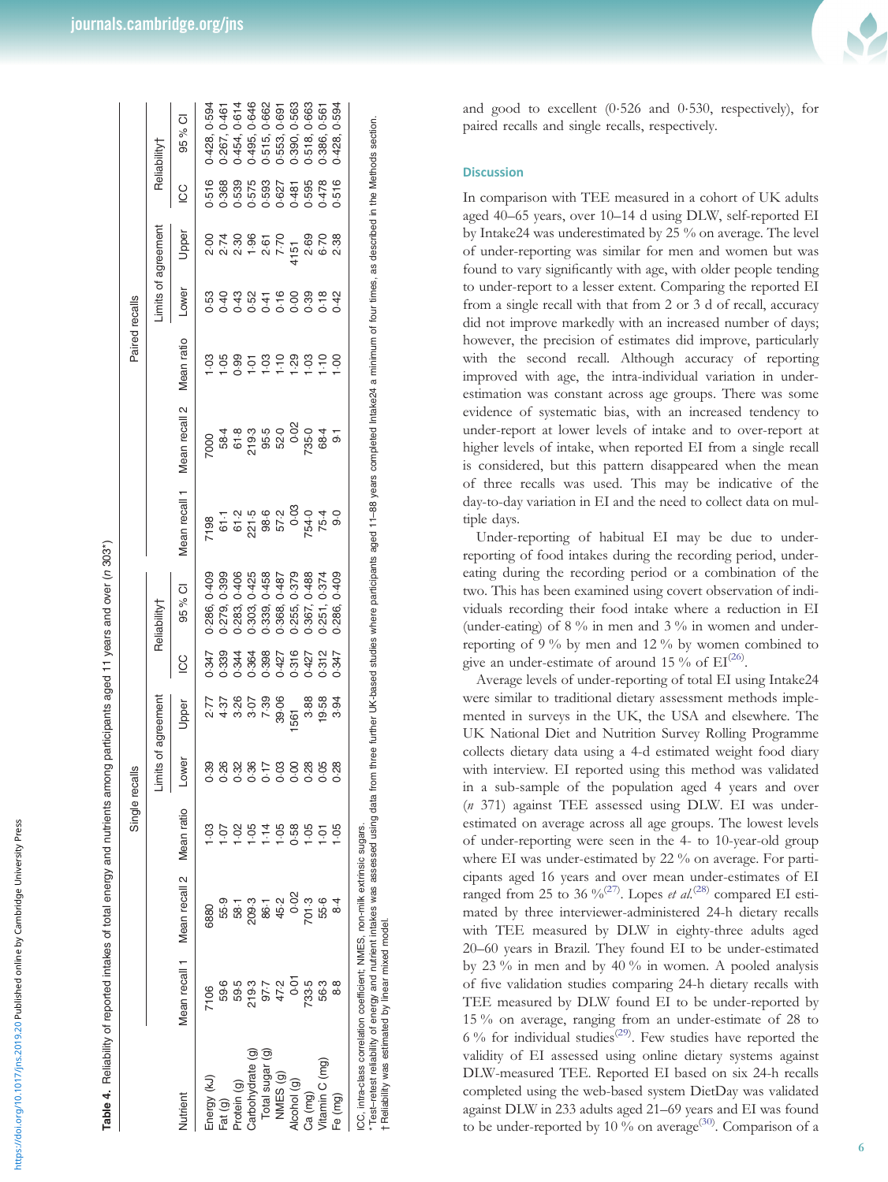**Table 4.** Reliability of reported intakes of total energy and nutrients among participants aged 11 years and over (*n* 303*)

| | Single recalls | | | | | | | | Paired recalls | | | | | | | |
|---|---|---|---|---|---|---|---|---|---|---|---|---|---|---|---|---|
| | | | | Limits of agreement | | Reliability† | | | | | Limits of agreement | | Reliability† | |
| Nutrient | Mean recall 1 | Mean recall 2 | Mean ratio | Lower | Upper | ICC | 95 % CI | Mean recall 1 | Mean recall 2 | Mean ratio | Lower | Upper | ICC | 95 % CI |
| Energy (kJ) | 7106 | 6880 | 1·03 | 0·39 | 2·77 | 0·347 | 0·286, 0·409 | 7198 | 7000 | 1·03 | 0·53 | 2·00 | 0·516 | 0·428, 0·594 |
| Fat (g) | 59·6 | 55·9 | 1·07 | 0·26 | 4·37 | 0·339 | 0·279, 0·399 | 61·1 | 58·4 | 1·05 | 0·40 | 2·74 | 0·368 | 0·267, 0·461 |
| Protein (g) | 59·5 | 58·1 | 1·02 | 0·32 | 3·26 | 0·344 | 0·283, 0·406 | 61·2 | 61·8 | 0·99 | 0·43 | 2·30 | 0·539 | 0·454, 0·614 |
| Carbohydrate (g) | 219·3 | 209·3 | 1·05 | 0·36 | 3·07 | 0·364 | 0·303, 0·425 | 221·5 | 219·3 | 1·01 | 0·52 | 1·96 | 0·575 | 0·495, 0·646 |
| Total sugar (g) | 97·7 | 86·1 | 1·14 | 0·17 | 7·39 | 0·398 | 0·339, 0·458 | 98·6 | 95·5 | 1·03 | 0·41 | 2·61 | 0·593 | 0·515, 0·662 |
| NMES (g) | 47·2 | 45·2 | 1·05 | 0·03 | 39·06 | 0·427 | 0·368, 0·487 | 57·2 | 52·0 | 1·10 | 0·16 | 7·70 | 0·627 | 0·553, 0·691 |
| Alcohol (g) | 0·01 | 0·02 | 0·58 | 0·00 | 1561 | 0·316 | 0·255, 0·379 | 0·03 | 0·02 | 1·29 | 0·00 | 4151 | 0·481 | 0·390, 0·563 |
| Ca (mg) | 733·5 | 701·3 | 1·05 | 0·28 | 3·88 | 0·427 | 0·367, 0·488 | 754·0 | 735·0 | 1·03 | 0·39 | 2·69 | 0·595 | 0·518, 0·663 |
| Vitamin C (mg) | 56·3 | 55·6 | 1·01 | 0·05 | 19·58 | 0·312 | 0·251, 0·374 | 75·4 | 68·4 | 1·10 | 0·18 | 6·70 | 0·478 | 0·386, 0·561 |
| Fe (mg) | 8·8 | 8·4 | 1·05 | 0·28 | 3·94 | 0·347 | 0·286, 0·409 | 9·0 | 9·1 | 1·00 | 0·42 | 2·38 | 0·516 | 0·428, 0·594 |

ICC, intra-class correlation coefficient; NMES, non-milk extrinsic sugars.
* Test–retest reliability of energy and nutrient intakes was assessed using data from three further UK-based studies where participants aged 11–88 years completed Intake24 a minimum of four times, as described in the Methods section.
† Reliability was estimated by linear mixed model.

and good to excellent (0·526 and 0·530, respectively), for paired recalls and single recalls, respectively.

## Discussion

In comparison with TEE measured in a cohort of UK adults aged 40–65 years, over 10–14 d using DLW, self-reported EI by Intake24 was underestimated by 25 % on average. The level of under-reporting was similar for men and women but was found to vary significantly with age, with older people tending to under-report to a lesser extent. Comparing the reported EI from a single recall with that from 2 or 3 d of recall, accuracy did not improve markedly with an increased number of days; however, the precision of estimates did improve, particularly with the second recall. Although accuracy of reporting improved with age, the intra-individual variation in under-estimation was constant across age groups. There was some evidence of systematic bias, with an increased tendency to under-report at lower levels of intake and to over-report at higher levels of intake, when reported EI from a single recall is considered, but this pattern disappeared when the mean of three recalls was used. This may be indicative of the day-to-day variation in EI and the need to collect data on multiple days.

Under-reporting of habitual EI may be due to under-reporting of food intakes during the recording period, under-eating during the recording period or a combination of the two. This has been examined using covert observation of individuals recording their food intake where a reduction in EI (under-eating) of 8 % in men and 3 % in women and under-reporting of 9 % by men and 12 % by women combined to give an under-estimate of around 15 % of EI[26].

Average levels of under-reporting of total EI using Intake24 were similar to traditional dietary assessment methods implemented in surveys in the UK, the USA and elsewhere. The UK National Diet and Nutrition Survey Rolling Programme collects dietary data using a 4-d estimated weight food diary with interview. EI reported using this method was validated in a sub-sample of the population aged 4 years and over (*n* 371) against TEE assessed using DLW. EI was under-estimated on average across all age groups. The lowest levels of under-reporting were seen in the 4- to 10-year-old group where EI was under-estimated by 22 % on average. For participants aged 16 years and over mean under-estimates of EI ranged from 25 to 36 %[27]. Lopes *et al.*[28] compared EI estimated by three interviewer-administered 24-h dietary recalls with TEE measured by DLW in eighty-three adults aged 20–60 years in Brazil. They found EI to be under-estimated by 23 % in men and by 40 % in women. A pooled analysis of five validation studies comparing 24-h dietary recalls with TEE measured by DLW found EI to be under-reported by 15 % on average, ranging from an under-estimate of 28 to 6 % for individual studies[29]. Few studies have reported the validity of EI assessed using online dietary systems against DLW-measured TEE. Reported EI based on six 24-h recalls completed using the web-based system DietDay was validated against DLW in 233 adults aged 21–69 years and EI was found to be under-reported by 10 % on average[30]. Comparison of a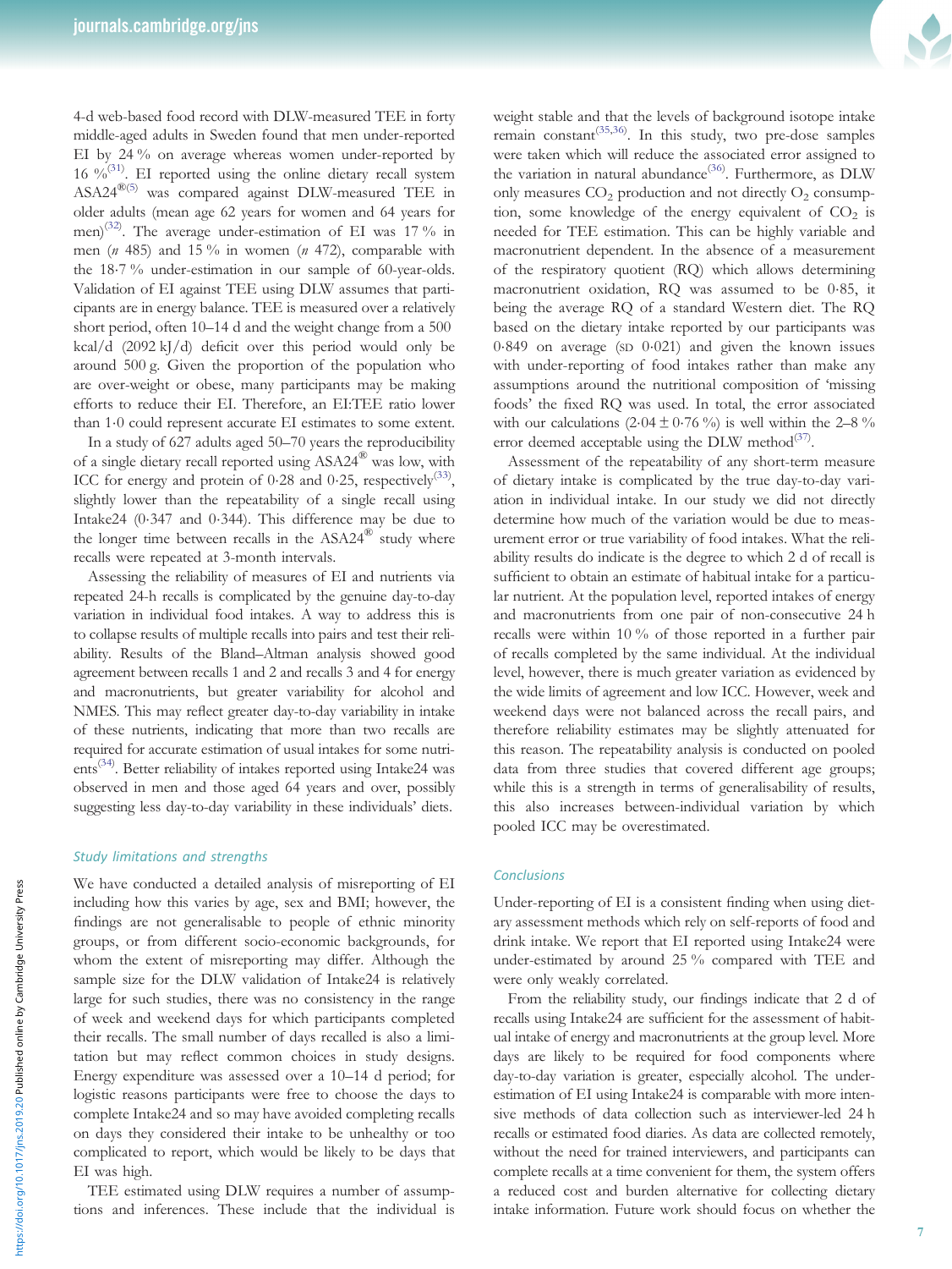4-d web-based food record with DLW-measured TEE in forty middle-aged adults in Sweden found that men under-reported EI by 24 % on average whereas women under-reported by 16 %[31]. EI reported using the online dietary recall system ASA24®[5] was compared against DLW-measured TEE in older adults (mean age 62 years for women and 64 years for men)[32]. The average under-estimation of EI was 17 % in men (*n* 485) and 15 % in women (*n* 472), comparable with the 18·7 % under-estimation in our sample of 60-year-olds. Validation of EI against TEE using DLW assumes that participants are in energy balance. TEE is measured over a relatively short period, often 10–14 d and the weight change from a 500 kcal/d (2092 kJ/d) deficit over this period would only be around 500 g. Given the proportion of the population who are over-weight or obese, many participants may be making efforts to reduce their EI. Therefore, an EI:TEE ratio lower than 1·0 could represent accurate EI estimates to some extent.

In a study of 627 adults aged 50–70 years the reproducibility of a single dietary recall reported using ASA24® was low, with ICC for energy and protein of 0·28 and 0·25, respectively[33], slightly lower than the repeatability of a single recall using Intake24 (0·347 and 0·344). This difference may be due to the longer time between recalls in the ASA24® study where recalls were repeated at 3-month intervals.

Assessing the reliability of measures of EI and nutrients via repeated 24-h recalls is complicated by the genuine day-to-day variation in individual food intakes. A way to address this is to collapse results of multiple recalls into pairs and test their reliability. Results of the Bland–Altman analysis showed good agreement between recalls 1 and 2 and recalls 3 and 4 for energy and macronutrients, but greater variability for alcohol and NMES. This may reflect greater day-to-day variability in intake of these nutrients, indicating that more than two recalls are required for accurate estimation of usual intakes for some nutrients[34]. Better reliability of intakes reported using Intake24 was observed in men and those aged 64 years and over, possibly suggesting less day-to-day variability in these individuals' diets.

### *Study limitations and strengths*

We have conducted a detailed analysis of misreporting of EI including how this varies by age, sex and BMI; however, the findings are not generalisable to people of ethnic minority groups, or from different socio-economic backgrounds, for whom the extent of misreporting may differ. Although the sample size for the DLW validation of Intake24 is relatively large for such studies, there was no consistency in the range of week and weekend days for which participants completed their recalls. The small number of days recalled is also a limitation but may reflect common choices in study designs. Energy expenditure was assessed over a 10–14 d period; for logistic reasons participants were free to choose the days to complete Intake24 and so may have avoided completing recalls on days they considered their intake to be unhealthy or too complicated to report, which would be likely to be days that EI was high.

TEE estimated using DLW requires a number of assumptions and inferences. These include that the individual is weight stable and that the levels of background isotope intake remain constant[35,36]. In this study, two pre-dose samples were taken which will reduce the associated error assigned to the variation in natural abundance[36]. Furthermore, as DLW only measures $CO_2$ production and not directly $O_2$ consumption, some knowledge of the energy equivalent of $CO_2$ is needed for TEE estimation. This can be highly variable and macronutrient dependent. In the absence of a measurement of the respiratory quotient (RQ) which allows determining macronutrient oxidation, RQ was assumed to be 0·85, it being the average RQ of a standard Western diet. The RQ based on the dietary intake reported by our participants was 0·849 on average (SD 0·021) and given the known issues with under-reporting of food intakes rather than make any assumptions around the nutritional composition of 'missing foods' the fixed RQ was used. In total, the error associated with our calculations (2·04 ± 0·76 %) is well within the 2–8 % error deemed acceptable using the DLW method[37].

Assessment of the repeatability of any short-term measure of dietary intake is complicated by the true day-to-day variation in individual intake. In our study we did not directly determine how much of the variation would be due to measurement error or true variability of food intakes. What the reliability results do indicate is the degree to which 2 d of recall is sufficient to obtain an estimate of habitual intake for a particular nutrient. At the population level, reported intakes of energy and macronutrients from one pair of non-consecutive 24 h recalls were within 10 % of those reported in a further pair of recalls completed by the same individual. At the individual level, however, there is much greater variation as evidenced by the wide limits of agreement and low ICC. However, week and weekend days were not balanced across the recall pairs, and therefore reliability estimates may be slightly attenuated for this reason. The repeatability analysis is conducted on pooled data from three studies that covered different age groups; while this is a strength in terms of generalisability of results, this also increases between-individual variation by which pooled ICC may be overestimated.

### *Conclusions*

Under-reporting of EI is a consistent finding when using dietary assessment methods which rely on self-reports of food and drink intake. We report that EI reported using Intake24 were under-estimated by around 25 % compared with TEE and were only weakly correlated.

From the reliability study, our findings indicate that 2 d of recalls using Intake24 are sufficient for the assessment of habitual intake of energy and macronutrients at the group level. More days are likely to be required for food components where day-to-day variation is greater, especially alcohol. The under-estimation of EI using Intake24 is comparable with more intensive methods of data collection such as interviewer-led 24 h recalls or estimated food diaries. As data are collected remotely, without the need for trained interviewers, and participants can complete recalls at a time convenient for them, the system offers a reduced cost and burden alternative for collecting dietary intake information. Future work should focus on whether the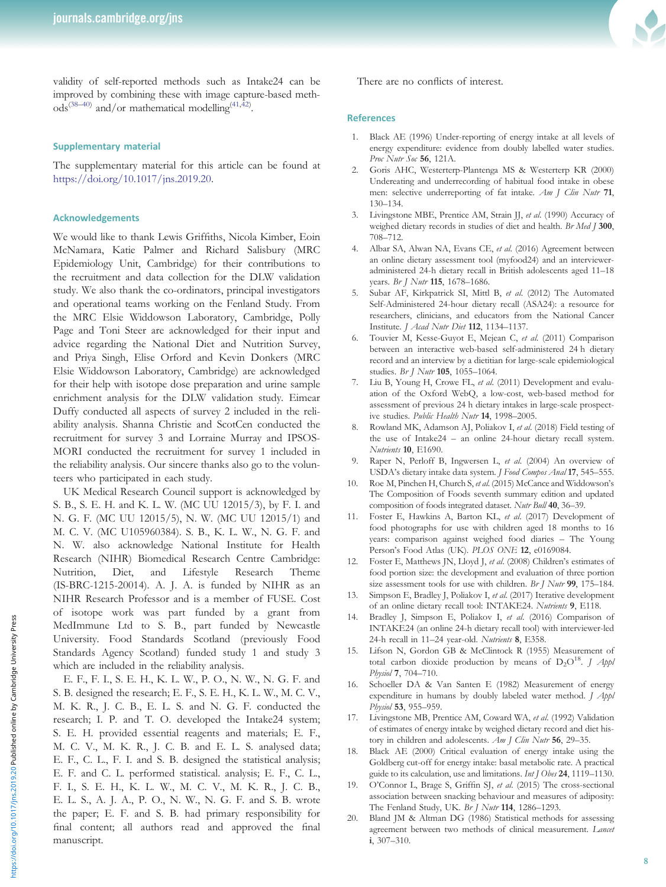validity of self-reported methods such as Intake24 can be improved by combining these with image capture-based methods[38–40] and/or mathematical modelling[41,42].

## Supplementary material

The supplementary material for this article can be found at https://doi.org/10.1017/jns.2019.20.

## Acknowledgements

We would like to thank Lewis Griffiths, Nicola Kimber, Eoin McNamara, Katie Palmer and Richard Salisbury (MRC Epidemiology Unit, Cambridge) for their contributions to the recruitment and data collection for the DLW validation study. We also thank the co-ordinators, principal investigators and operational teams working on the Fenland Study. From the MRC Elsie Widdowson Laboratory, Cambridge, Polly Page and Toni Steer are acknowledged for their input and advice regarding the National Diet and Nutrition Survey, and Priya Singh, Elise Orford and Kevin Donkers (MRC Elsie Widdowson Laboratory, Cambridge) are acknowledged for their help with isotope dose preparation and urine sample enrichment analysis for the DLW validation study. Eimear Duffy conducted all aspects of survey 2 included in the reliability analysis. Shanna Christie and ScotCen conducted the recruitment for survey 3 and Lorraine Murray and IPSOS-MORI conducted the recruitment for survey 1 included in the reliability analysis. Our sincere thanks also go to the volunteers who participated in each study.

UK Medical Research Council support is acknowledged by S. B., S. E. H., and K. L. W. (MC UU 12015/3), by F. I. and N. G. F. (MC UU 12015/5), N. W. (MC UU 12015/1) and M. C. V. (MC U105960384). S. B., K. L. W., N. G. F. and N. W. also acknowledge National Institute for Health Research (NIHR) Biomedical Research Centre Cambridge: Nutrition, Diet, and Lifestyle Research Theme (IS-BRC-1215-20014). A. J. A. is funded by NIHR as an NIHR Research Professor and is a member of FUSE. Cost of isotope work was part funded by a grant from MedImmune Ltd to S. B., part funded by Newcastle University. Food Standards Scotland (previously Food Standards Agency Scotland) funded study 1 and study 3 which are included in the reliability analysis.

E. F., F. I., S. E. H., K. L. W., P. O., N. W., N. G. F. and S. B. designed the research; E. F., S. E. H., K. L. W., M. C. V., M. K. R., J. C. B., E. L. S. and N. G. F. conducted the research; I. P. and T. O. developed the Intake24 system; S. E. H. provided essential reagents and materials; E. F., M. C. V., M. K. R., J. C. B. and E. L. S. analysed data; E. F., C. L., F. I. and S. B. designed the statistical analysis; E. F. and C. L. performed statistical. analysis; E. F., C. L., F. I., S. E. H., K. L. W., M. C. V., M. K. R., J. C. B., E. L. S., A. J. A., P. O., N. W., N. G. F. and S. B. wrote the paper; E. F. and S. B. had primary responsibility for final content; all authors read and approved the final manuscript.

There are no conflicts of interest.

## References

1. Black AE (1996) Under-reporting of energy intake at all levels of energy expenditure: evidence from doubly labelled water studies. *Proc Nutr Soc* **56**, 121A.
2. Goris AHC, Westerterp-Plantenga MS & Westerterp KR (2000) Undereating and underrecording of habitual food intake in obese men: selective underreporting of fat intake. *Am J Clin Nutr* **71**, 130–134.
3. Livingstone MBE, Prentice AM, Strain JJ, *et al.* (1990) Accuracy of weighed dietary records in studies of diet and health. *Br Med J* **300**, 708–712.
4. Albar SA, Alwan NA, Evans CE, *et al.* (2016) Agreement between an online dietary assessment tool (myfood24) and an interviewer-administered 24-h dietary recall in British adolescents aged 11–18 years. *Br J Nutr* **115**, 1678–1686.
5. Subar AF, Kirkpatrick SI, Mittl B, *et al.* (2012) The Automated Self-Administered 24-hour dietary recall (ASA24): a resource for researchers, clinicians, and educators from the National Cancer Institute. *J Acad Nutr Diet* **112**, 1134–1137.
6. Touvier M, Kesse-Guyot E, Mejean C, *et al.* (2011) Comparison between an interactive web-based self-administered 24 h dietary record and an interview by a dietitian for large-scale epidemiological studies. *Br J Nutr* **105**, 1055–1064.
7. Liu B, Young H, Crowe FL, *et al.* (2011) Development and evaluation of the Oxford WebQ, a low-cost, web-based method for assessment of previous 24 h dietary intakes in large-scale prospective studies. *Public Health Nutr* **14**, 1998–2005.
8. Rowland MK, Adamson AJ, Poliakov I, *et al.* (2018) Field testing of the use of Intake24 – an online 24-hour dietary recall system. *Nutrients* **10**, E1690.
9. Raper N, Perloff B, Ingwersen L, *et al.* (2004) An overview of USDA's dietary intake data system. *J Food Compos Anal* **17**, 545–555.
10. Roe M, Pinchen H, Church S, *et al.* (2015) McCance and Widdowson's The Composition of Foods seventh summary edition and updated composition of foods integrated dataset. *Nutr Bull* **40**, 36–39.
11. Foster E, Hawkins A, Barton KL, *et al.* (2017) Development of food photographs for use with children aged 18 months to 16 years: comparison against weighed food diaries – The Young Person's Food Atlas (UK). *PLOS ONE* **12**, e0169084.
12. Foster E, Matthews JN, Lloyd J, *et al.* (2008) Children's estimates of food portion size: the development and evaluation of three portion size assessment tools for use with children. *Br J Nutr* **99**, 175–184.
13. Simpson E, Bradley J, Poliakov I, *et al.* (2017) Iterative development of an online dietary recall tool: INTAKE24. *Nutrients* **9**, E118.
14. Bradley J, Simpson E, Poliakov I, *et al.* (2016) Comparison of INTAKE24 (an online 24-h dietary recall tool) with interviewer-led 24-h recall in 11–24 year-old. *Nutrients* **8**, E358.
15. Lifson N, Gordon GB & McClintock R (1955) Measurement of total carbon dioxide production by means of $D_2O^{18}$. *J Appl Physiol* **7**, 704–710.
16. Schoeller DA & Van Santen E (1982) Measurement of energy expenditure in humans by doubly labeled water method. *J Appl Physiol* **53**, 955–959.
17. Livingstone MB, Prentice AM, Coward WA, *et al.* (1992) Validation of estimates of energy intake by weighed dietary record and diet history in children and adolescents. *Am J Clin Nutr* **56**, 29–35.
18. Black AE (2000) Critical evaluation of energy intake using the Goldberg cut-off for energy intake: basal metabolic rate. A practical guide to its calculation, use and limitations. *Int J Obes* **24**, 1119–1130.
19. O'Connor L, Brage S, Griffin SJ, *et al.* (2015) The cross-sectional association between snacking behaviour and measures of adiposity: The Fenland Study, UK. *Br J Nutr* **114**, 1286–1293.
20. Bland JM & Altman DG (1986) Statistical methods for assessing agreement between two methods of clinical measurement. *Lancet* **i**, 307–310.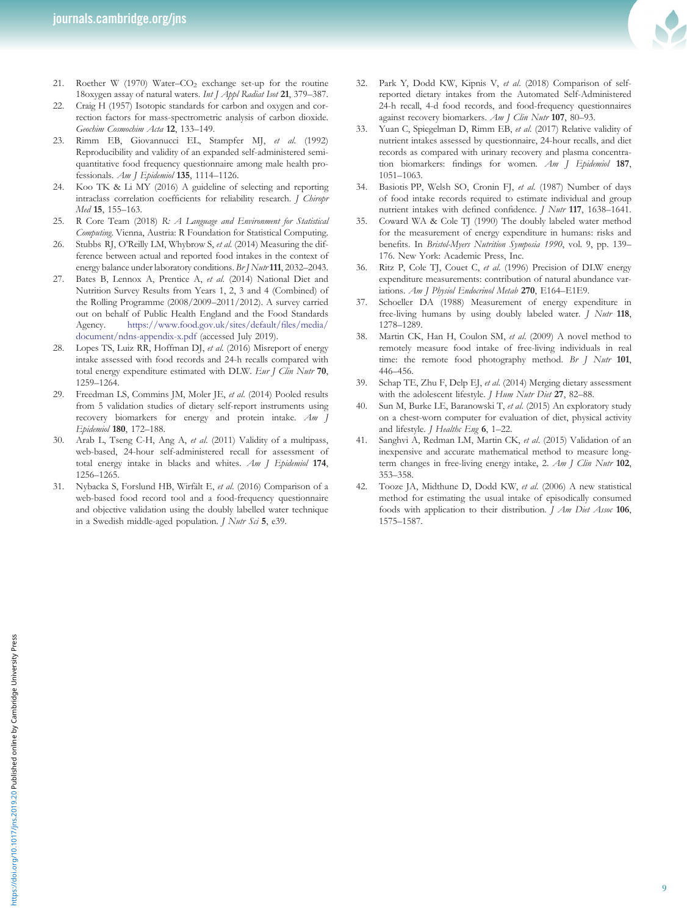21. Roether W (1970) Water–$CO_2$ exchange set-up for the routine 18oxygen assay of natural waters. *Int J Appl Radiat Isot* **21**, 379–387.
22. Craig H (1957) Isotopic standards for carbon and oxygen and correction factors for mass-spectrometric analysis of carbon dioxide. *Geochim Cosmochim Acta* **12**, 133–149.
23. Rimm EB, Giovannucci EL, Stampfer MJ, *et al.* (1992) Reproducibility and validity of an expanded self-administered semi-quantitative food frequency questionnaire among male health professionals. *Am J Epidemiol* **135**, 1114–1126.
24. Koo TK & Li MY (2016) A guideline of selecting and reporting intraclass correlation coefficients for reliability research. *J Chiropr Med* **15**, 155–163.
25. R Core Team (2018) *R: A Language and Environment for Statistical Computing*. Vienna, Austria: R Foundation for Statistical Computing.
26. Stubbs RJ, O'Reilly LM, Whybrow S, *et al.* (2014) Measuring the difference between actual and reported food intakes in the context of energy balance under laboratory conditions. *Br J Nutr* **111**, 2032–2043.
27. Bates B, Lennox A, Prentice A, *et al.* (2014) National Diet and Nutrition Survey Results from Years 1, 2, 3 and 4 (Combined) of the Rolling Programme (2008/2009–2011/2012). A survey carried out on behalf of Public Health England and the Food Standards Agency. https://www.food.gov.uk/sites/default/files/media/document/ndns-appendix-x.pdf (accessed July 2019).
28. Lopes TS, Luiz RR, Hoffman DJ, *et al.* (2016) Misreport of energy intake assessed with food records and 24-h recalls compared with total energy expenditure estimated with DLW. *Eur J Clin Nutr* **70**, 1259–1264.
29. Freedman LS, Commins JM, Moler JE, *et al.* (2014) Pooled results from 5 validation studies of dietary self-report instruments using recovery biomarkers for energy and protein intake. *Am J Epidemiol* **180**, 172–188.
30. Arab L, Tseng C-H, Ang A, *et al.* (2011) Validity of a multipass, web-based, 24-hour self-administered recall for assessment of total energy intake in blacks and whites. *Am J Epidemiol* **174**, 1256–1265.
31. Nybacka S, Forslund HB, Wirfält E, *et al.* (2016) Comparison of a web-based food record tool and a food-frequency questionnaire and objective validation using the doubly labelled water technique in a Swedish middle-aged population. *J Nutr Sci* **5**, e39.
32. Park Y, Dodd KW, Kipnis V, *et al.* (2018) Comparison of self-reported dietary intakes from the Automated Self-Administered 24-h recall, 4-d food records, and food-frequency questionnaires against recovery biomarkers. *Am J Clin Nutr* **107**, 80–93.
33. Yuan C, Spiegelman D, Rimm EB, *et al.* (2017) Relative validity of nutrient intakes assessed by questionnaire, 24-hour recalls, and diet records as compared with urinary recovery and plasma concentration biomarkers: findings for women. *Am J Epidemiol* **187**, 1051–1063.
34. Basiotis PP, Welsh SO, Cronin FJ, *et al.* (1987) Number of days of food intake records required to estimate individual and group nutrient intakes with defined confidence. *J Nutr* **117**, 1638–1641.
35. Coward WA & Cole TJ (1990) The doubly labeled water method for the measurement of energy expenditure in humans: risks and benefits. In *Bristol-Myers Nutrition Symposia 1990*, vol. 9, pp. 139–176. New York: Academic Press, Inc.
36. Ritz P, Cole TJ, Couet C, *et al.* (1996) Precision of DLW energy expenditure measurements: contribution of natural abundance variations. *Am J Physiol Endocrinol Metab* **270**, E164–E1E9.
37. Schoeller DA (1988) Measurement of energy expenditure in free-living humans by using doubly labeled water. *J Nutr* **118**, 1278–1289.
38. Martin CK, Han H, Coulon SM, *et al.* (2009) A novel method to remotely measure food intake of free-living individuals in real time: the remote food photography method. *Br J Nutr* **101**, 446–456.
39. Schap TE, Zhu F, Delp EJ, *et al.* (2014) Merging dietary assessment with the adolescent lifestyle. *J Hum Nutr Diet* **27**, 82–88.
40. Sun M, Burke LE, Baranowski T, *et al.* (2015) An exploratory study on a chest-worn computer for evaluation of diet, physical activity and lifestyle. *J Healthc Eng* **6**, 1–22.
41. Sanghvi A, Redman LM, Martin CK, *et al.* (2015) Validation of an inexpensive and accurate mathematical method to measure long-term changes in free-living energy intake, 2. *Am J Clin Nutr* **102**, 353–358.
42. Tooze JA, Midthune D, Dodd KW, *et al.* (2006) A new statistical method for estimating the usual intake of episodically consumed foods with application to their distribution. *J Am Diet Assoc* **106**, 1575–1587.